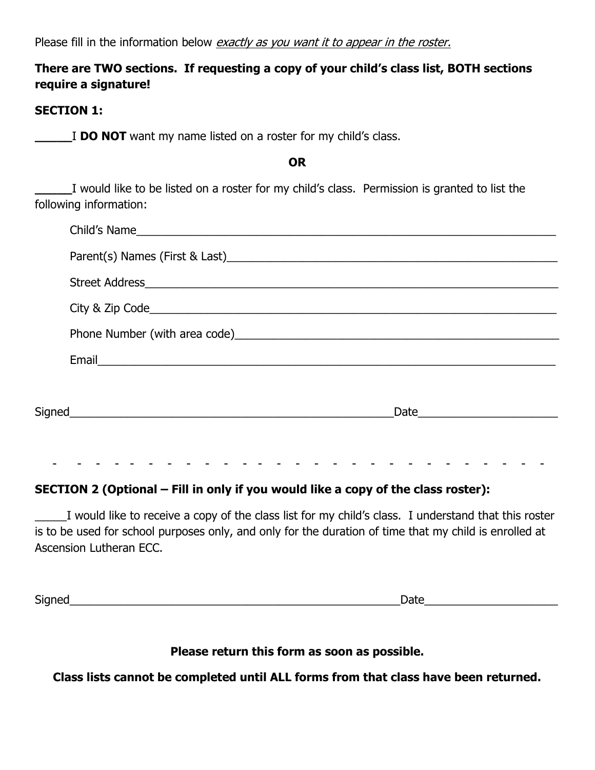Please fill in the information below *exactly as you want it to appear in the roster.*

**There are TWO sections. If requesting a copy of your child's class list, BOTH sections require a signature!**

**SECTION 1:**

_____I **DO NOT** want my name listed on a roster for my child's class.

**OR**

_____I would like to be listed on a roster for my child's class. Permission is granted to list the following information:

Child's Name_______________________________________________________________

Parent(s) Names (First & Last)_______________________________________________

Street Address______________________________________________________________

City & Zip Code_____________________________________________________________

Phone Number (with area code)_______________________________________________

Email_____________________________________________________________________

Signed_____________________________________________________Date______________________

- - - - - - - - - - - - - - - - - - - - - - - - - - -

**SECTION 2 (Optional – Fill in only if you would like a copy of the class roster):**

_____I would like to receive a copy of the class list for my child's class. I understand that this roster is to be used for school purposes only, and only for the duration of time that my child is enrolled at Ascension Lutheran ECC.

Signed_____________________________________________________Date_____________________

**Please return this form as soon as possible.**

**Class lists cannot be completed until ALL forms from that class have been returned.**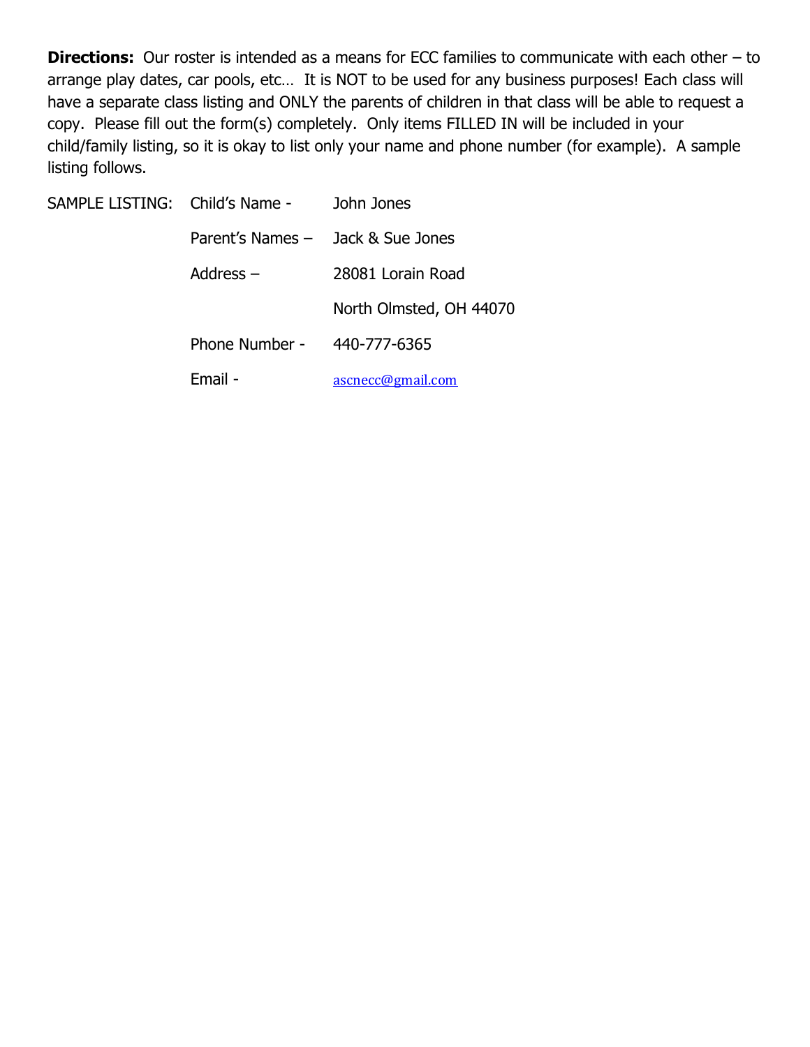**Directions:** Our roster is intended as a means for ECC families to communicate with each other – to arrange play dates, car pools, etc… It is NOT to be used for any business purposes! Each class will have a separate class listing and ONLY the parents of children in that class will be able to request a copy. Please fill out the form(s) completely. Only items FILLED IN will be included in your child/family listing, so it is okay to list only your name and phone number (for example). A sample listing follows.

| | | |
|---|---|---|
| SAMPLE LISTING: | Child's Name - | John Jones |
| | Parent's Names – | Jack & Sue Jones |
| | Address – | 28081 Lorain Road |
| | | North Olmsted, OH 44070 |
| | Phone Number - | 440-777-6365 |
| | Email - | ascnecc@gmail.com |